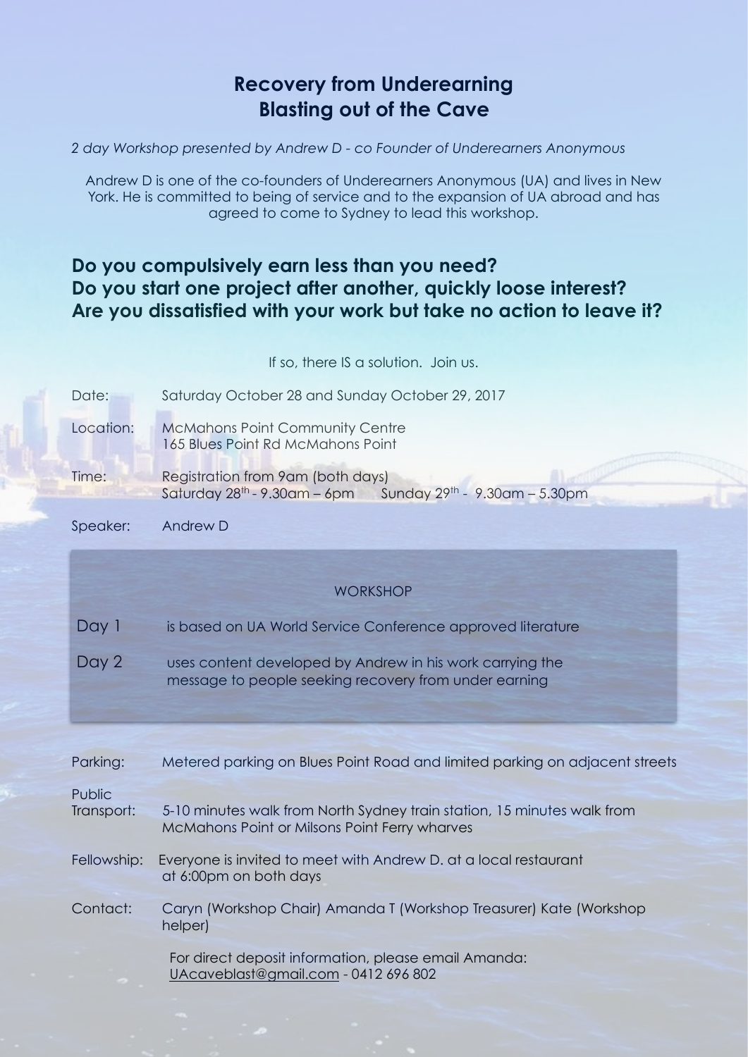# Recovery from Underearning
# Blasting out of the Cave

*2 day Workshop presented by Andrew D - co Founder of Underearners Anonymous*

Andrew D is one of the co-founders of Underearners Anonymous (UA) and lives in New York. He is committed to being of service and to the expansion of UA abroad and has agreed to come to Sydney to lead this workshop.

## Do you compulsively earn less than you need?
## Do you start one project after another, quickly loose interest?
## Are you dissatisfied with your work but take no action to leave it?

If so, there IS a solution. Join us.

**Date:** Saturday October 28 and Sunday October 29, 2017

**Location:** McMahons Point Community Centre
165 Blues Point Rd McMahons Point

**Time:** Registration from 9am (both days)
Saturday 28th - 9.30am – 6pm    Sunday 29th - 9.30am – 5.30pm

**Speaker:** Andrew D

### WORKSHOP

**Day 1** is based on UA World Service Conference approved literature

**Day 2** uses content developed by Andrew in his work carrying the message to people seeking recovery from under earning

**Parking:** Metered parking on Blues Point Road and limited parking on adjacent streets

**Public Transport:** 5-10 minutes walk from North Sydney train station, 15 minutes walk from McMahons Point or Milsons Point Ferry wharves

**Fellowship:** Everyone is invited to meet with Andrew D. at a local restaurant at 6:00pm on both days

**Contact:** Caryn (Workshop Chair) Amanda T (Workshop Treasurer) Kate (Workshop helper)

For direct deposit information, please email Amanda:
UAcaveblast@gmail.com - 0412 696 802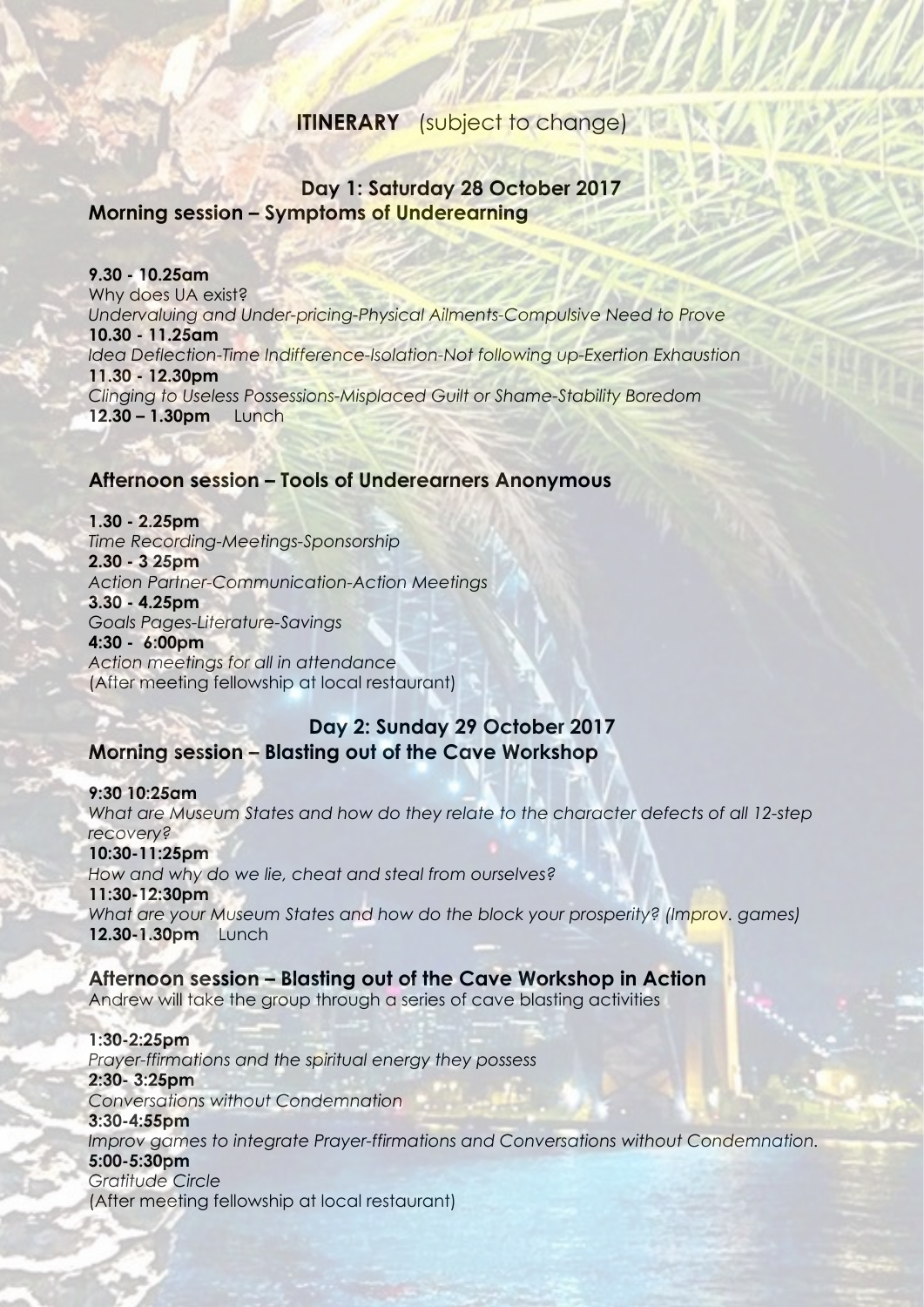## **ITINERARY** (subject to change)

### Day 1: Saturday 28 October 2017

### Morning session – Symptoms of Underearning

**9.30 - 10.25am**
Why does UA exist?
*Undervaluing and Under-pricing-Physical Ailments-Compulsive Need to Prove*
**10.30 - 11.25am**
*Idea Deflection-Time Indifference-Isolation-Not following up-Exertion Exhaustion*
**11.30 - 12.30pm**
*Clinging to Useless Possessions-Misplaced Guilt or Shame-Stability Boredom*
**12.30 – 1.30pm** Lunch

### Afternoon session – Tools of Underearners Anonymous

**1.30 - 2.25pm**
*Time Recording-Meetings-Sponsorship*
**2.30 - 3 25pm**
*Action Partner-Communication-Action Meetings*
**3.30 - 4.25pm**
*Goals Pages-Literature-Savings*
**4:30 - 6:00pm**
*Action meetings for all in attendance*
(After meeting fellowship at local restaurant)

### Day 2: Sunday 29 October 2017

### Morning session – Blasting out of the Cave Workshop

**9:30 10:25am**
*What are Museum States and how do they relate to the character defects of all 12-step recovery?*
**10:30-11:25pm**
*How and why do we lie, cheat and steal from ourselves?*
**11:30-12:30pm**
*What are your Museum States and how do the block your prosperity? (Improv. games)*
**12.30-1.30pm** Lunch

### Afternoon session – Blasting out of the Cave Workshop in Action

Andrew will take the group through a series of cave blasting activities

**1:30-2:25pm**
*Prayer-ffirmations and the spiritual energy they possess*
**2:30- 3:25pm**
*Conversations without Condemnation*
**3:30-4:55pm**
*Improv games to integrate Prayer-ffirmations and Conversations without Condemnation.*
**5:00-5:30pm**
*Gratitude Circle*
(After meeting fellowship at local restaurant)